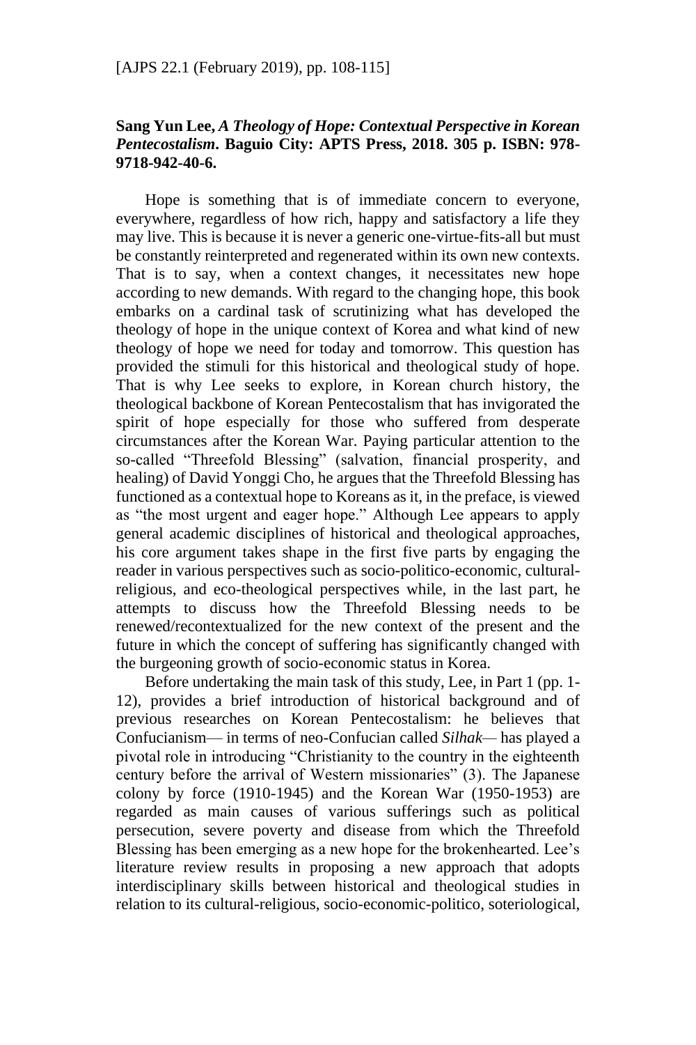**Sang Yun Lee, *A Theology of Hope: Contextual Perspective in Korean Pentecostalism*. Baguio City: APTS Press, 2018. 305 p. ISBN: 978-9718-942-40-6.**

Hope is something that is of immediate concern to everyone, everywhere, regardless of how rich, happy and satisfactory a life they may live. This is because it is never a generic one-virtue-fits-all but must be constantly reinterpreted and regenerated within its own new contexts. That is to say, when a context changes, it necessitates new hope according to new demands. With regard to the changing hope, this book embarks on a cardinal task of scrutinizing what has developed the theology of hope in the unique context of Korea and what kind of new theology of hope we need for today and tomorrow. This question has provided the stimuli for this historical and theological study of hope. That is why Lee seeks to explore, in Korean church history, the theological backbone of Korean Pentecostalism that has invigorated the spirit of hope especially for those who suffered from desperate circumstances after the Korean War. Paying particular attention to the so-called "Threefold Blessing" (salvation, financial prosperity, and healing) of David Yonggi Cho, he argues that the Threefold Blessing has functioned as a contextual hope to Koreans as it, in the preface, is viewed as "the most urgent and eager hope." Although Lee appears to apply general academic disciplines of historical and theological approaches, his core argument takes shape in the first five parts by engaging the reader in various perspectives such as socio-politico-economic, cultural-religious, and eco-theological perspectives while, in the last part, he attempts to discuss how the Threefold Blessing needs to be renewed/recontextualized for the new context of the present and the future in which the concept of suffering has significantly changed with the burgeoning growth of socio-economic status in Korea.

Before undertaking the main task of this study, Lee, in Part 1 (pp. 1-12), provides a brief introduction of historical background and of previous researches on Korean Pentecostalism: he believes that Confucianism— in terms of neo-Confucian called *Silhak*— has played a pivotal role in introducing "Christianity to the country in the eighteenth century before the arrival of Western missionaries" (3). The Japanese colony by force (1910-1945) and the Korean War (1950-1953) are regarded as main causes of various sufferings such as political persecution, severe poverty and disease from which the Threefold Blessing has been emerging as a new hope for the brokenhearted. Lee's literature review results in proposing a new approach that adopts interdisciplinary skills between historical and theological studies in relation to its cultural-religious, socio-economic-politico, soteriological,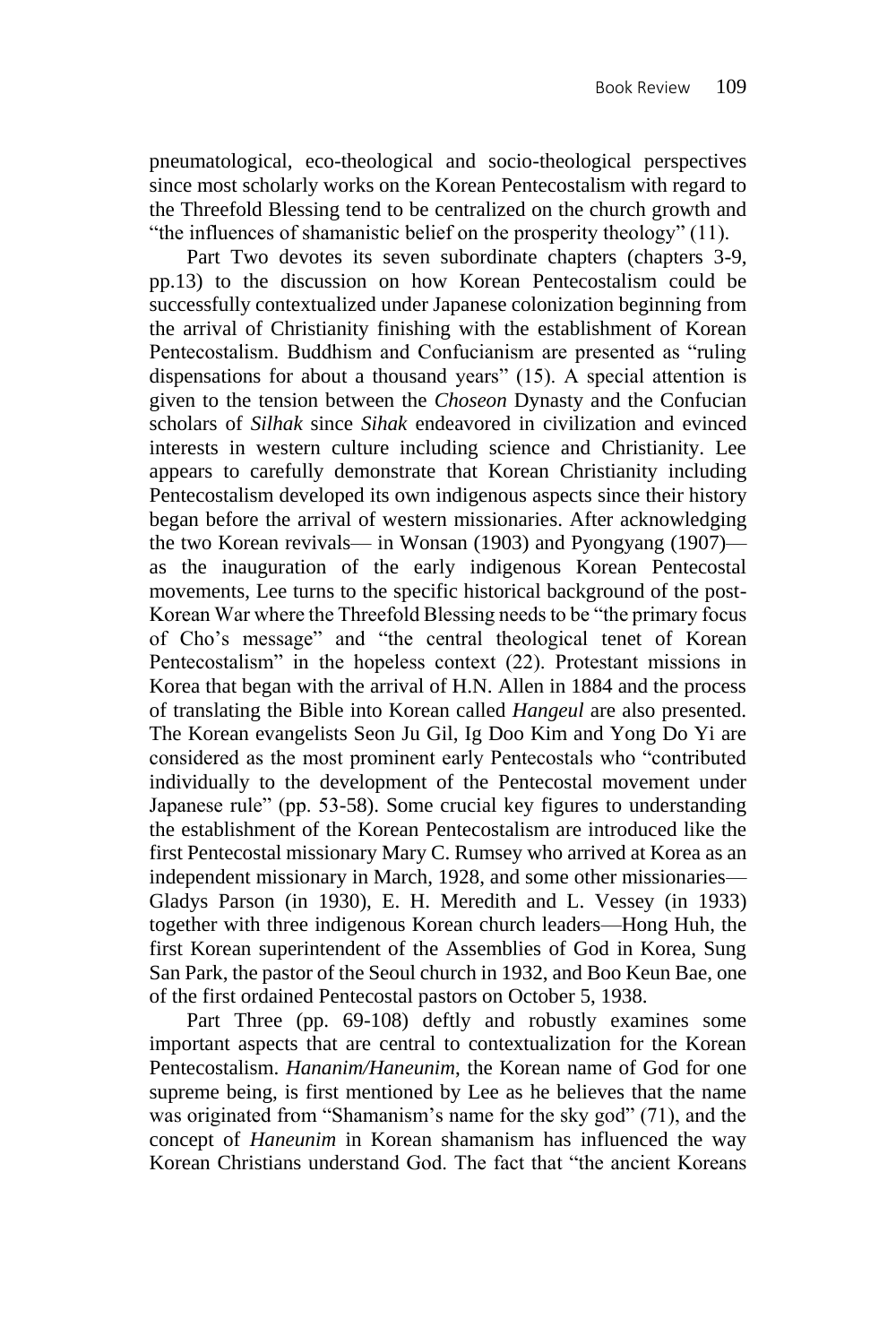pneumatological, eco-theological and socio-theological perspectives since most scholarly works on the Korean Pentecostalism with regard to the Threefold Blessing tend to be centralized on the church growth and "the influences of shamanistic belief on the prosperity theology" (11).

Part Two devotes its seven subordinate chapters (chapters 3-9, pp.13) to the discussion on how Korean Pentecostalism could be successfully contextualized under Japanese colonization beginning from the arrival of Christianity finishing with the establishment of Korean Pentecostalism. Buddhism and Confucianism are presented as "ruling dispensations for about a thousand years" (15). A special attention is given to the tension between the *Choseon* Dynasty and the Confucian scholars of *Silhak* since *Sihak* endeavored in civilization and evinced interests in western culture including science and Christianity. Lee appears to carefully demonstrate that Korean Christianity including Pentecostalism developed its own indigenous aspects since their history began before the arrival of western missionaries. After acknowledging the two Korean revivals— in Wonsan (1903) and Pyongyang (1907)— as the inauguration of the early indigenous Korean Pentecostal movements, Lee turns to the specific historical background of the post-Korean War where the Threefold Blessing needs to be "the primary focus of Cho's message" and "the central theological tenet of Korean Pentecostalism" in the hopeless context (22). Protestant missions in Korea that began with the arrival of H.N. Allen in 1884 and the process of translating the Bible into Korean called *Hangeul* are also presented. The Korean evangelists Seon Ju Gil, Ig Doo Kim and Yong Do Yi are considered as the most prominent early Pentecostals who "contributed individually to the development of the Pentecostal movement under Japanese rule" (pp. 53-58). Some crucial key figures to understanding the establishment of the Korean Pentecostalism are introduced like the first Pentecostal missionary Mary C. Rumsey who arrived at Korea as an independent missionary in March, 1928, and some other missionaries—Gladys Parson (in 1930), E. H. Meredith and L. Vessey (in 1933) together with three indigenous Korean church leaders—Hong Huh, the first Korean superintendent of the Assemblies of God in Korea, Sung San Park, the pastor of the Seoul church in 1932, and Boo Keun Bae, one of the first ordained Pentecostal pastors on October 5, 1938.

Part Three (pp. 69-108) deftly and robustly examines some important aspects that are central to contextualization for the Korean Pentecostalism. *Hananim/Haneunim*, the Korean name of God for one supreme being, is first mentioned by Lee as he believes that the name was originated from "Shamanism's name for the sky god" (71), and the concept of *Haneunim* in Korean shamanism has influenced the way Korean Christians understand God. The fact that "the ancient Koreans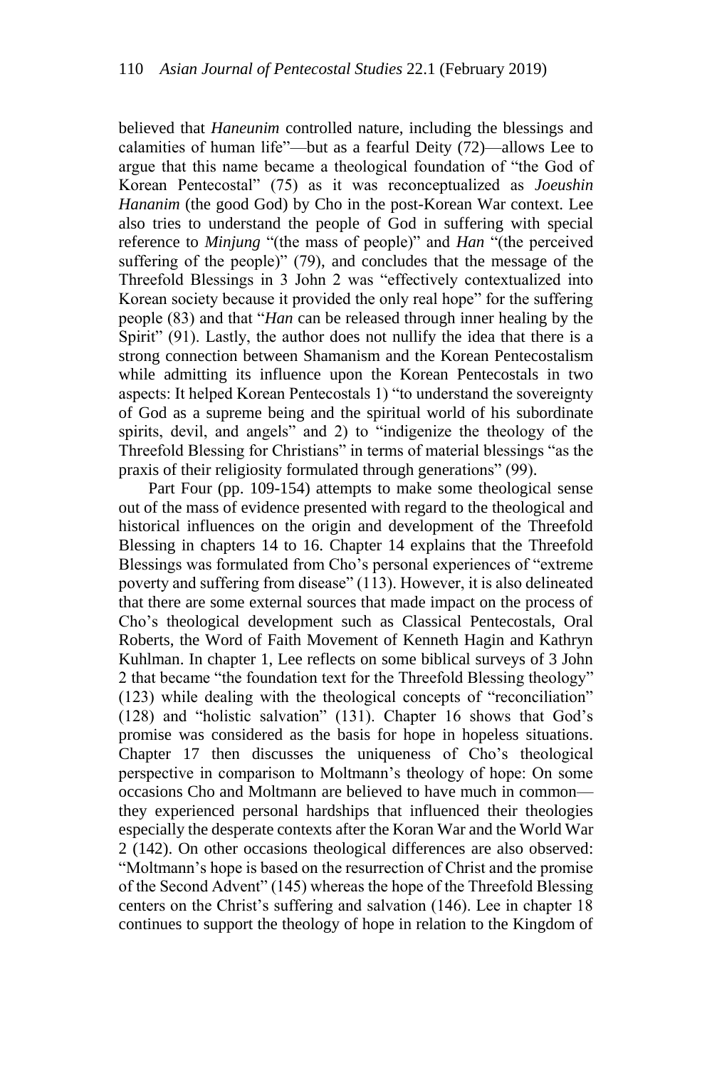believed that *Haneunim* controlled nature, including the blessings and calamities of human life"—but as a fearful Deity (72)—allows Lee to argue that this name became a theological foundation of "the God of Korean Pentecostal" (75) as it was reconceptualized as *Joeushin Hananim* (the good God) by Cho in the post-Korean War context. Lee also tries to understand the people of God in suffering with special reference to *Minjung* "(the mass of people)" and *Han* "(the perceived suffering of the people)" (79), and concludes that the message of the Threefold Blessings in 3 John 2 was "effectively contextualized into Korean society because it provided the only real hope" for the suffering people (83) and that "*Han* can be released through inner healing by the Spirit" (91). Lastly, the author does not nullify the idea that there is a strong connection between Shamanism and the Korean Pentecostalism while admitting its influence upon the Korean Pentecostals in two aspects: It helped Korean Pentecostals 1) "to understand the sovereignty of God as a supreme being and the spiritual world of his subordinate spirits, devil, and angels" and 2) to "indigenize the theology of the Threefold Blessing for Christians" in terms of material blessings "as the praxis of their religiosity formulated through generations" (99).

Part Four (pp. 109-154) attempts to make some theological sense out of the mass of evidence presented with regard to the theological and historical influences on the origin and development of the Threefold Blessing in chapters 14 to 16. Chapter 14 explains that the Threefold Blessings was formulated from Cho's personal experiences of "extreme poverty and suffering from disease" (113). However, it is also delineated that there are some external sources that made impact on the process of Cho's theological development such as Classical Pentecostals, Oral Roberts, the Word of Faith Movement of Kenneth Hagin and Kathryn Kuhlman. In chapter 1, Lee reflects on some biblical surveys of 3 John 2 that became "the foundation text for the Threefold Blessing theology" (123) while dealing with the theological concepts of "reconciliation" (128) and "holistic salvation" (131). Chapter 16 shows that God's promise was considered as the basis for hope in hopeless situations. Chapter 17 then discusses the uniqueness of Cho's theological perspective in comparison to Moltmann's theology of hope: On some occasions Cho and Moltmann are believed to have much in common—they experienced personal hardships that influenced their theologies especially the desperate contexts after the Koran War and the World War 2 (142). On other occasions theological differences are also observed: "Moltmann's hope is based on the resurrection of Christ and the promise of the Second Advent" (145) whereas the hope of the Threefold Blessing centers on the Christ's suffering and salvation (146). Lee in chapter 18 continues to support the theology of hope in relation to the Kingdom of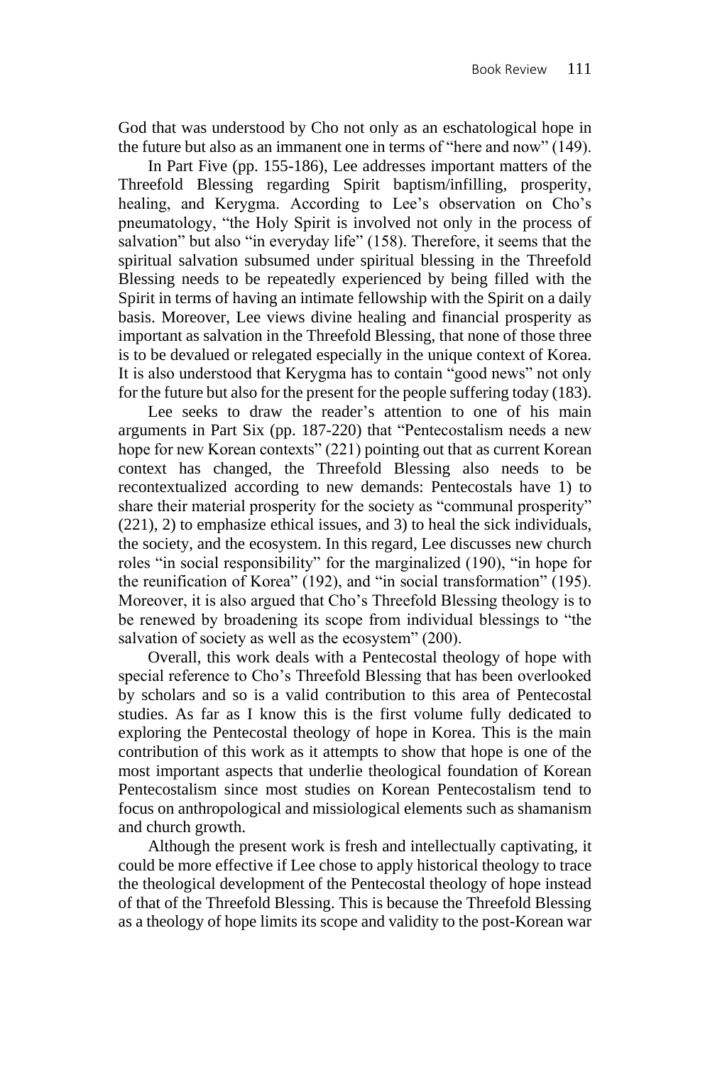God that was understood by Cho not only as an eschatological hope in the future but also as an immanent one in terms of "here and now" (149).

In Part Five (pp. 155-186), Lee addresses important matters of the Threefold Blessing regarding Spirit baptism/infilling, prosperity, healing, and Kerygma. According to Lee's observation on Cho's pneumatology, "the Holy Spirit is involved not only in the process of salvation" but also "in everyday life" (158). Therefore, it seems that the spiritual salvation subsumed under spiritual blessing in the Threefold Blessing needs to be repeatedly experienced by being filled with the Spirit in terms of having an intimate fellowship with the Spirit on a daily basis. Moreover, Lee views divine healing and financial prosperity as important as salvation in the Threefold Blessing, that none of those three is to be devalued or relegated especially in the unique context of Korea. It is also understood that Kerygma has to contain "good news" not only for the future but also for the present for the people suffering today (183).

Lee seeks to draw the reader's attention to one of his main arguments in Part Six (pp. 187-220) that "Pentecostalism needs a new hope for new Korean contexts" (221) pointing out that as current Korean context has changed, the Threefold Blessing also needs to be recontextualized according to new demands: Pentecostals have 1) to share their material prosperity for the society as "communal prosperity" (221), 2) to emphasize ethical issues, and 3) to heal the sick individuals, the society, and the ecosystem. In this regard, Lee discusses new church roles "in social responsibility" for the marginalized (190), "in hope for the reunification of Korea" (192), and "in social transformation" (195). Moreover, it is also argued that Cho's Threefold Blessing theology is to be renewed by broadening its scope from individual blessings to "the salvation of society as well as the ecosystem" (200).

Overall, this work deals with a Pentecostal theology of hope with special reference to Cho's Threefold Blessing that has been overlooked by scholars and so is a valid contribution to this area of Pentecostal studies. As far as I know this is the first volume fully dedicated to exploring the Pentecostal theology of hope in Korea. This is the main contribution of this work as it attempts to show that hope is one of the most important aspects that underlie theological foundation of Korean Pentecostalism since most studies on Korean Pentecostalism tend to focus on anthropological and missiological elements such as shamanism and church growth.

Although the present work is fresh and intellectually captivating, it could be more effective if Lee chose to apply historical theology to trace the theological development of the Pentecostal theology of hope instead of that of the Threefold Blessing. This is because the Threefold Blessing as a theology of hope limits its scope and validity to the post-Korean war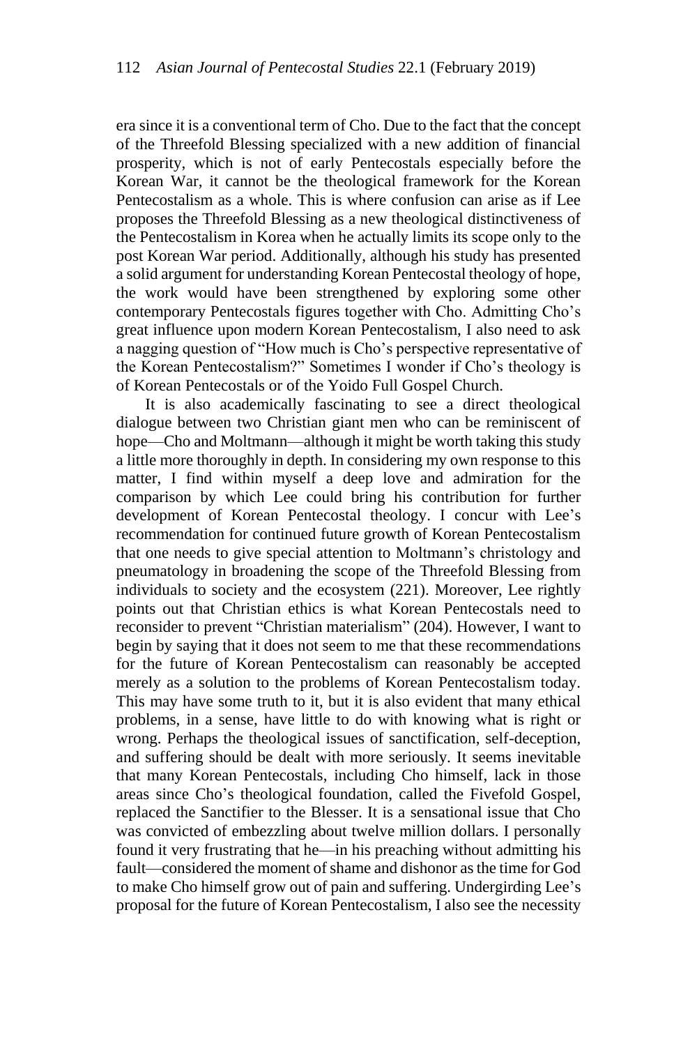era since it is a conventional term of Cho. Due to the fact that the concept of the Threefold Blessing specialized with a new addition of financial prosperity, which is not of early Pentecostals especially before the Korean War, it cannot be the theological framework for the Korean Pentecostalism as a whole. This is where confusion can arise as if Lee proposes the Threefold Blessing as a new theological distinctiveness of the Pentecostalism in Korea when he actually limits its scope only to the post Korean War period. Additionally, although his study has presented a solid argument for understanding Korean Pentecostal theology of hope, the work would have been strengthened by exploring some other contemporary Pentecostals figures together with Cho. Admitting Cho's great influence upon modern Korean Pentecostalism, I also need to ask a nagging question of "How much is Cho's perspective representative of the Korean Pentecostalism?" Sometimes I wonder if Cho's theology is of Korean Pentecostals or of the Yoido Full Gospel Church.

It is also academically fascinating to see a direct theological dialogue between two Christian giant men who can be reminiscent of hope—Cho and Moltmann—although it might be worth taking this study a little more thoroughly in depth. In considering my own response to this matter, I find within myself a deep love and admiration for the comparison by which Lee could bring his contribution for further development of Korean Pentecostal theology. I concur with Lee's recommendation for continued future growth of Korean Pentecostalism that one needs to give special attention to Moltmann's christology and pneumatology in broadening the scope of the Threefold Blessing from individuals to society and the ecosystem (221). Moreover, Lee rightly points out that Christian ethics is what Korean Pentecostals need to reconsider to prevent "Christian materialism" (204). However, I want to begin by saying that it does not seem to me that these recommendations for the future of Korean Pentecostalism can reasonably be accepted merely as a solution to the problems of Korean Pentecostalism today. This may have some truth to it, but it is also evident that many ethical problems, in a sense, have little to do with knowing what is right or wrong. Perhaps the theological issues of sanctification, self-deception, and suffering should be dealt with more seriously. It seems inevitable that many Korean Pentecostals, including Cho himself, lack in those areas since Cho's theological foundation, called the Fivefold Gospel, replaced the Sanctifier to the Blesser. It is a sensational issue that Cho was convicted of embezzling about twelve million dollars. I personally found it very frustrating that he—in his preaching without admitting his fault—considered the moment of shame and dishonor as the time for God to make Cho himself grow out of pain and suffering. Undergirding Lee's proposal for the future of Korean Pentecostalism, I also see the necessity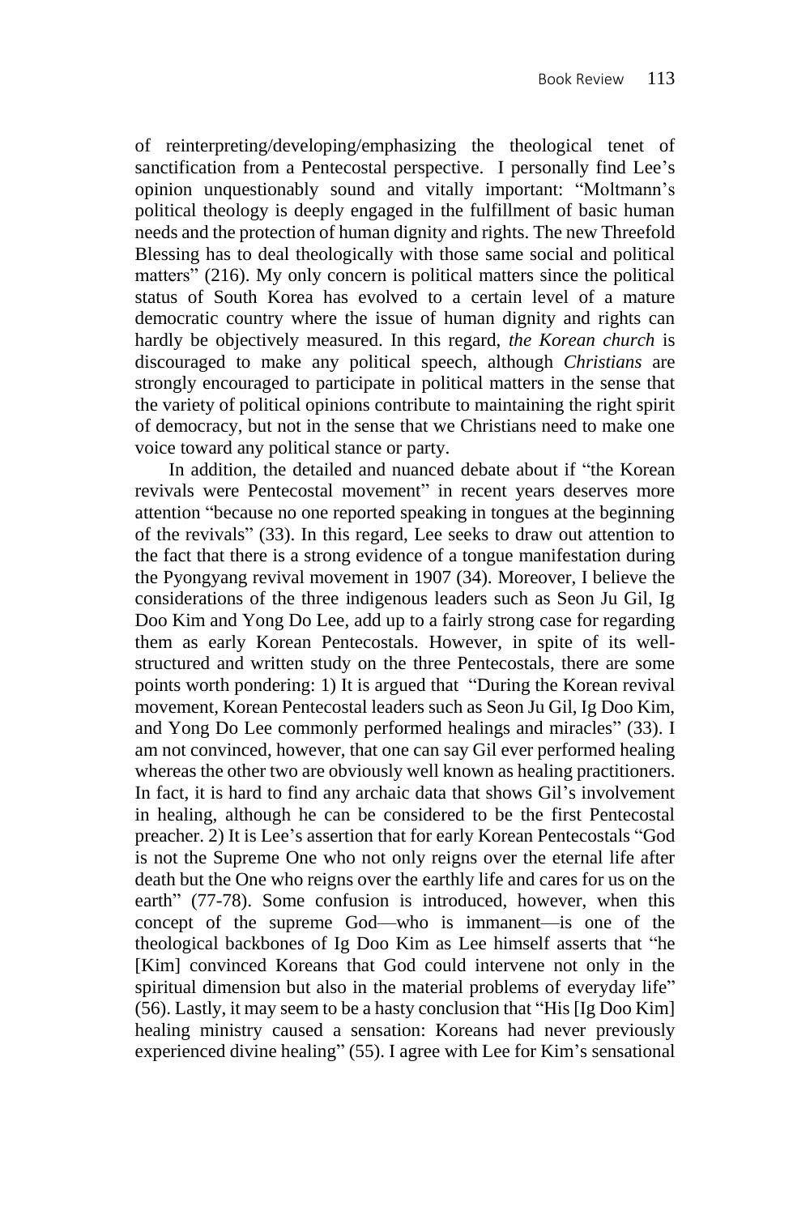of reinterpreting/developing/emphasizing the theological tenet of sanctification from a Pentecostal perspective. I personally find Lee's opinion unquestionably sound and vitally important: "Moltmann's political theology is deeply engaged in the fulfillment of basic human needs and the protection of human dignity and rights. The new Threefold Blessing has to deal theologically with those same social and political matters" (216). My only concern is political matters since the political status of South Korea has evolved to a certain level of a mature democratic country where the issue of human dignity and rights can hardly be objectively measured. In this regard, *the Korean church* is discouraged to make any political speech, although *Christians* are strongly encouraged to participate in political matters in the sense that the variety of political opinions contribute to maintaining the right spirit of democracy, but not in the sense that we Christians need to make one voice toward any political stance or party.

In addition, the detailed and nuanced debate about if "the Korean revivals were Pentecostal movement" in recent years deserves more attention "because no one reported speaking in tongues at the beginning of the revivals" (33). In this regard, Lee seeks to draw out attention to the fact that there is a strong evidence of a tongue manifestation during the Pyongyang revival movement in 1907 (34). Moreover, I believe the considerations of the three indigenous leaders such as Seon Ju Gil, Ig Doo Kim and Yong Do Lee, add up to a fairly strong case for regarding them as early Korean Pentecostals. However, in spite of its well-structured and written study on the three Pentecostals, there are some points worth pondering: 1) It is argued that "During the Korean revival movement, Korean Pentecostal leaders such as Seon Ju Gil, Ig Doo Kim, and Yong Do Lee commonly performed healings and miracles" (33). I am not convinced, however, that one can say Gil ever performed healing whereas the other two are obviously well known as healing practitioners. In fact, it is hard to find any archaic data that shows Gil's involvement in healing, although he can be considered to be the first Pentecostal preacher. 2) It is Lee's assertion that for early Korean Pentecostals "God is not the Supreme One who not only reigns over the eternal life after death but the One who reigns over the earthly life and cares for us on the earth" (77-78). Some confusion is introduced, however, when this concept of the supreme God—who is immanent—is one of the theological backbones of Ig Doo Kim as Lee himself asserts that "he [Kim] convinced Koreans that God could intervene not only in the spiritual dimension but also in the material problems of everyday life" (56). Lastly, it may seem to be a hasty conclusion that "His [Ig Doo Kim] healing ministry caused a sensation: Koreans had never previously experienced divine healing" (55). I agree with Lee for Kim's sensational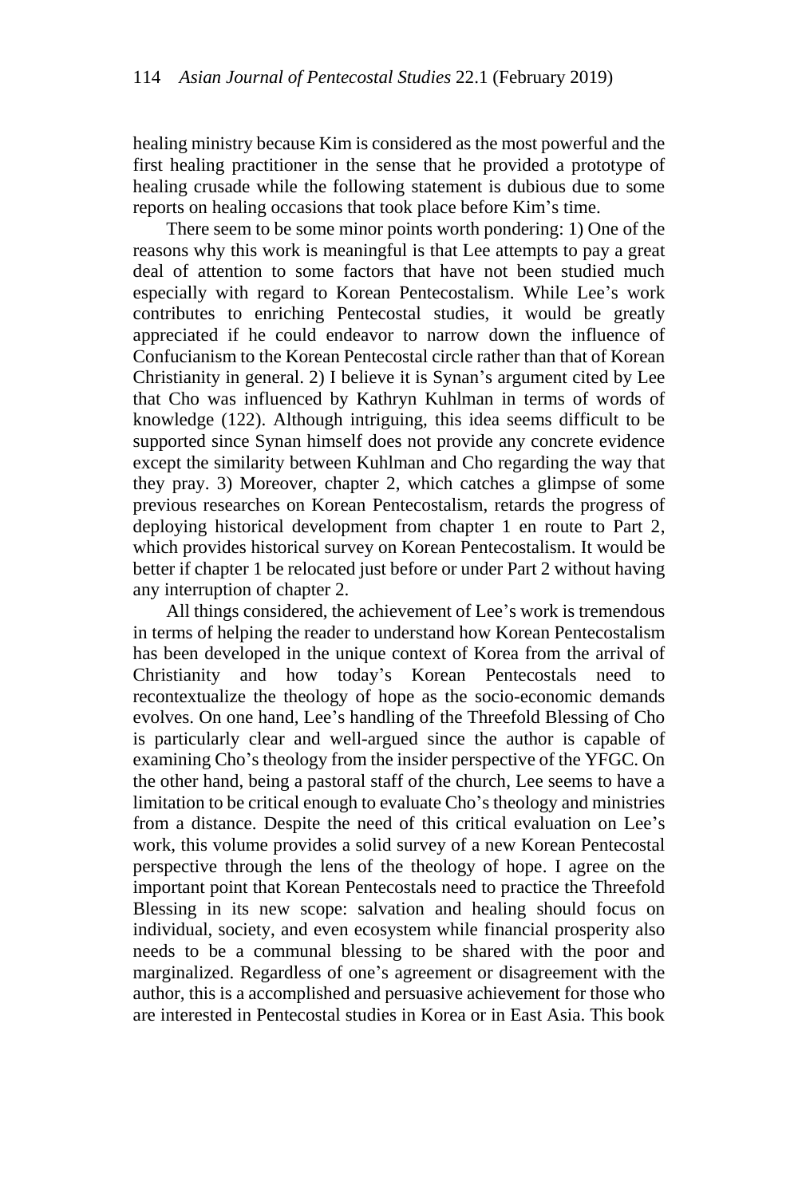healing ministry because Kim is considered as the most powerful and the first healing practitioner in the sense that he provided a prototype of healing crusade while the following statement is dubious due to some reports on healing occasions that took place before Kim's time.

There seem to be some minor points worth pondering: 1) One of the reasons why this work is meaningful is that Lee attempts to pay a great deal of attention to some factors that have not been studied much especially with regard to Korean Pentecostalism. While Lee's work contributes to enriching Pentecostal studies, it would be greatly appreciated if he could endeavor to narrow down the influence of Confucianism to the Korean Pentecostal circle rather than that of Korean Christianity in general. 2) I believe it is Synan's argument cited by Lee that Cho was influenced by Kathryn Kuhlman in terms of words of knowledge (122). Although intriguing, this idea seems difficult to be supported since Synan himself does not provide any concrete evidence except the similarity between Kuhlman and Cho regarding the way that they pray. 3) Moreover, chapter 2, which catches a glimpse of some previous researches on Korean Pentecostalism, retards the progress of deploying historical development from chapter 1 en route to Part 2, which provides historical survey on Korean Pentecostalism. It would be better if chapter 1 be relocated just before or under Part 2 without having any interruption of chapter 2.

All things considered, the achievement of Lee's work is tremendous in terms of helping the reader to understand how Korean Pentecostalism has been developed in the unique context of Korea from the arrival of Christianity and how today's Korean Pentecostals need to recontextualize the theology of hope as the socio-economic demands evolves. On one hand, Lee's handling of the Threefold Blessing of Cho is particularly clear and well-argued since the author is capable of examining Cho's theology from the insider perspective of the YFGC. On the other hand, being a pastoral staff of the church, Lee seems to have a limitation to be critical enough to evaluate Cho's theology and ministries from a distance. Despite the need of this critical evaluation on Lee's work, this volume provides a solid survey of a new Korean Pentecostal perspective through the lens of the theology of hope. I agree on the important point that Korean Pentecostals need to practice the Threefold Blessing in its new scope: salvation and healing should focus on individual, society, and even ecosystem while financial prosperity also needs to be a communal blessing to be shared with the poor and marginalized. Regardless of one's agreement or disagreement with the author, this is a accomplished and persuasive achievement for those who are interested in Pentecostal studies in Korea or in East Asia. This book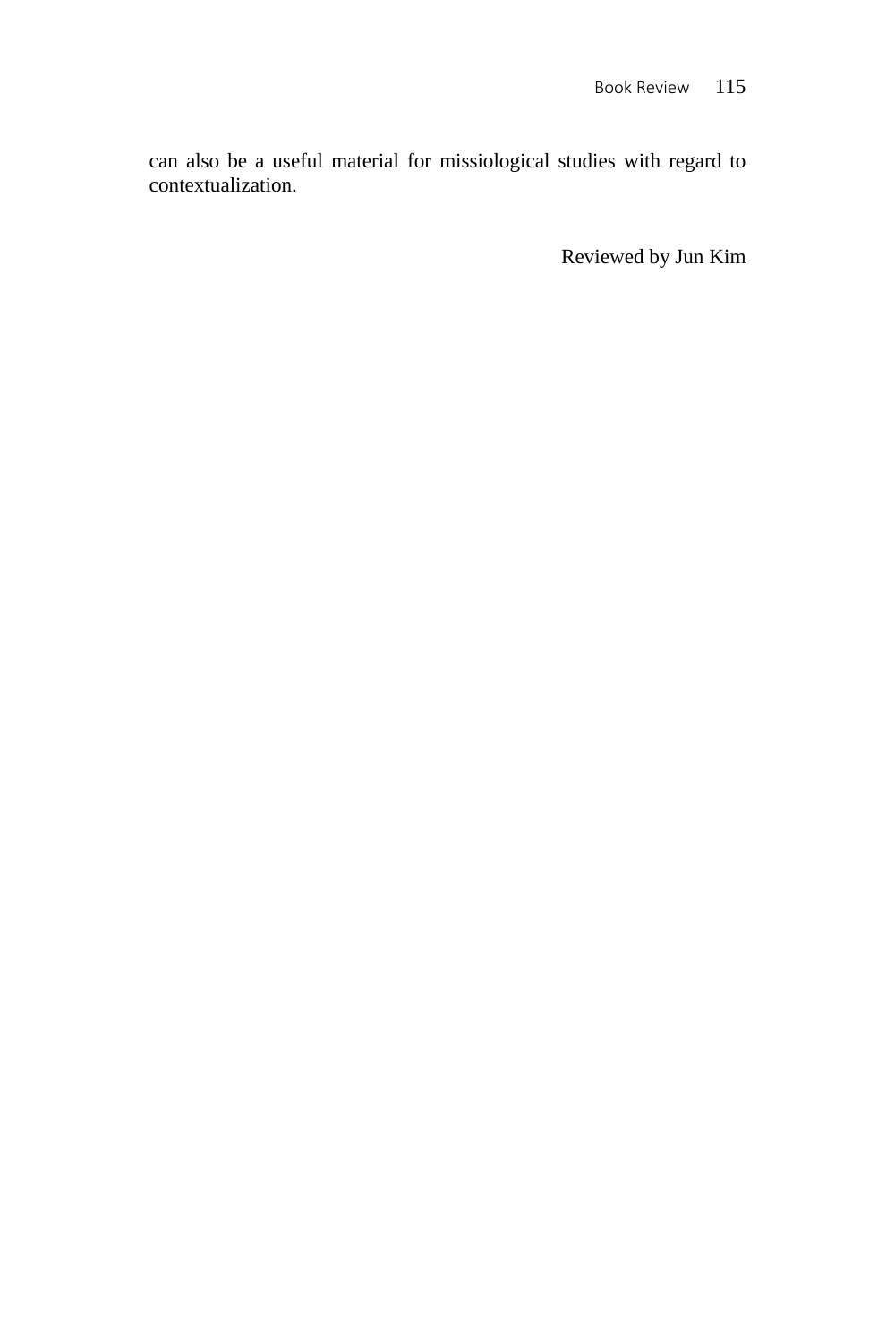can also be a useful material for missiological studies with regard to contextualization.

Reviewed by Jun Kim